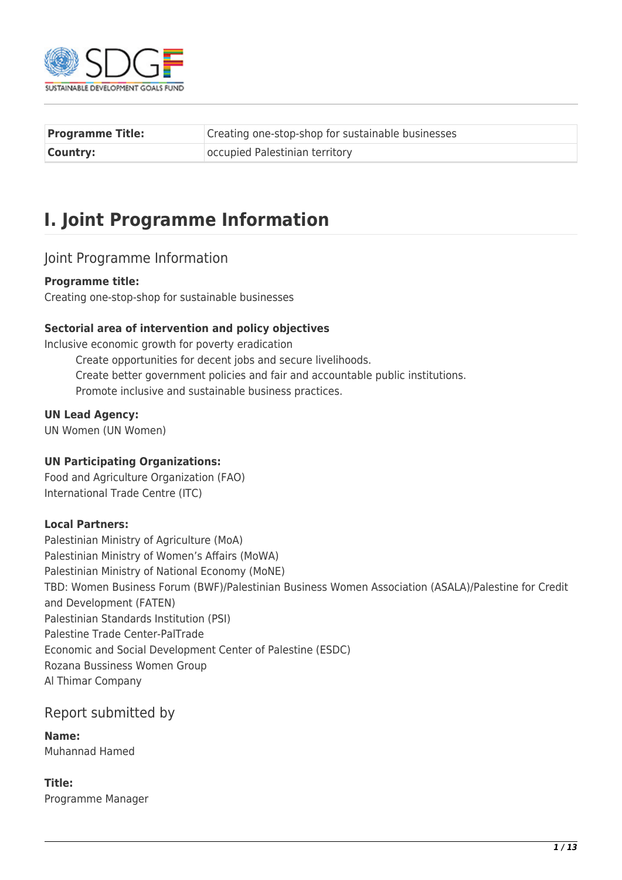| Programme Title: | Creating one-stop-shop for sustainable businesses |
| --- | --- |
| Country: | occupied Palestinian territory |

# I. Joint Programme Information

## Joint Programme Information

**Programme title:**
Creating one-stop-shop for sustainable businesses

**Sectorial area of intervention and policy objectives**
Inclusive economic growth for poverty eradication

- Create opportunities for decent jobs and secure livelihoods.
- Create better government policies and fair and accountable public institutions.
- Promote inclusive and sustainable business practices.

**UN Lead Agency:**
UN Women (UN Women)

**UN Participating Organizations:**
Food and Agriculture Organization (FAO)
International Trade Centre (ITC)

**Local Partners:**
Palestinian Ministry of Agriculture (MoA)
Palestinian Ministry of Women's Affairs (MoWA)
Palestinian Ministry of National Economy (MoNE)
TBD: Women Business Forum (BWF)/Palestinian Business Women Association (ASALA)/Palestine for Credit and Development (FATEN)
Palestinian Standards Institution (PSI)
Palestine Trade Center-PalTrade
Economic and Social Development Center of Palestine (ESDC)
Rozana Bussiness Women Group
Al Thimar Company

## Report submitted by

**Name:**
Muhannad Hamed

**Title:**
Programme Manager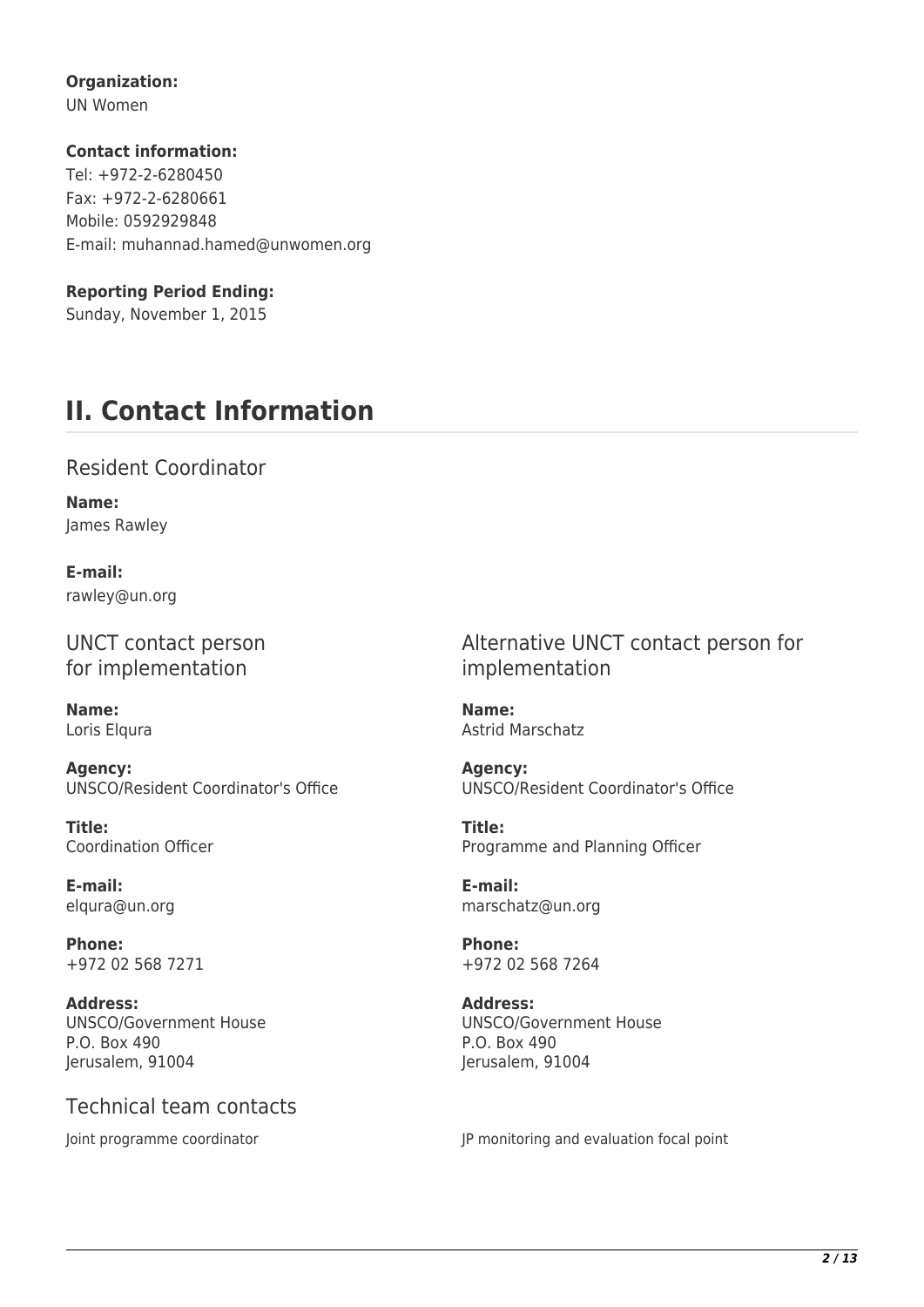**Organization:**
UN Women

**Contact information:**
Tel: +972-2-6280450
Fax: +972-2-6280661
Mobile: 0592929848
E-mail: muhannad.hamed@unwomen.org

**Reporting Period Ending:**
Sunday, November 1, 2015

# II. Contact Information

## Resident Coordinator

**Name:**
James Rawley

**E-mail:**
rawley@un.org

## UNCT contact person for implementation

**Name:**
Loris Elqura

**Agency:**
UNSCO/Resident Coordinator's Office

**Title:**
Coordination Officer

**E-mail:**
elqura@un.org

**Phone:**
+972 02 568 7271

**Address:**
UNSCO/Government House
P.O. Box 490
Jerusalem, 91004

## Alternative UNCT contact person for implementation

**Name:**
Astrid Marschatz

**Agency:**
UNSCO/Resident Coordinator's Office

**Title:**
Programme and Planning Officer

**E-mail:**
marschatz@un.org

**Phone:**
+972 02 568 7264

**Address:**
UNSCO/Government House
P.O. Box 490
Jerusalem, 91004

## Technical team contacts

Joint programme coordinator

JP monitoring and evaluation focal point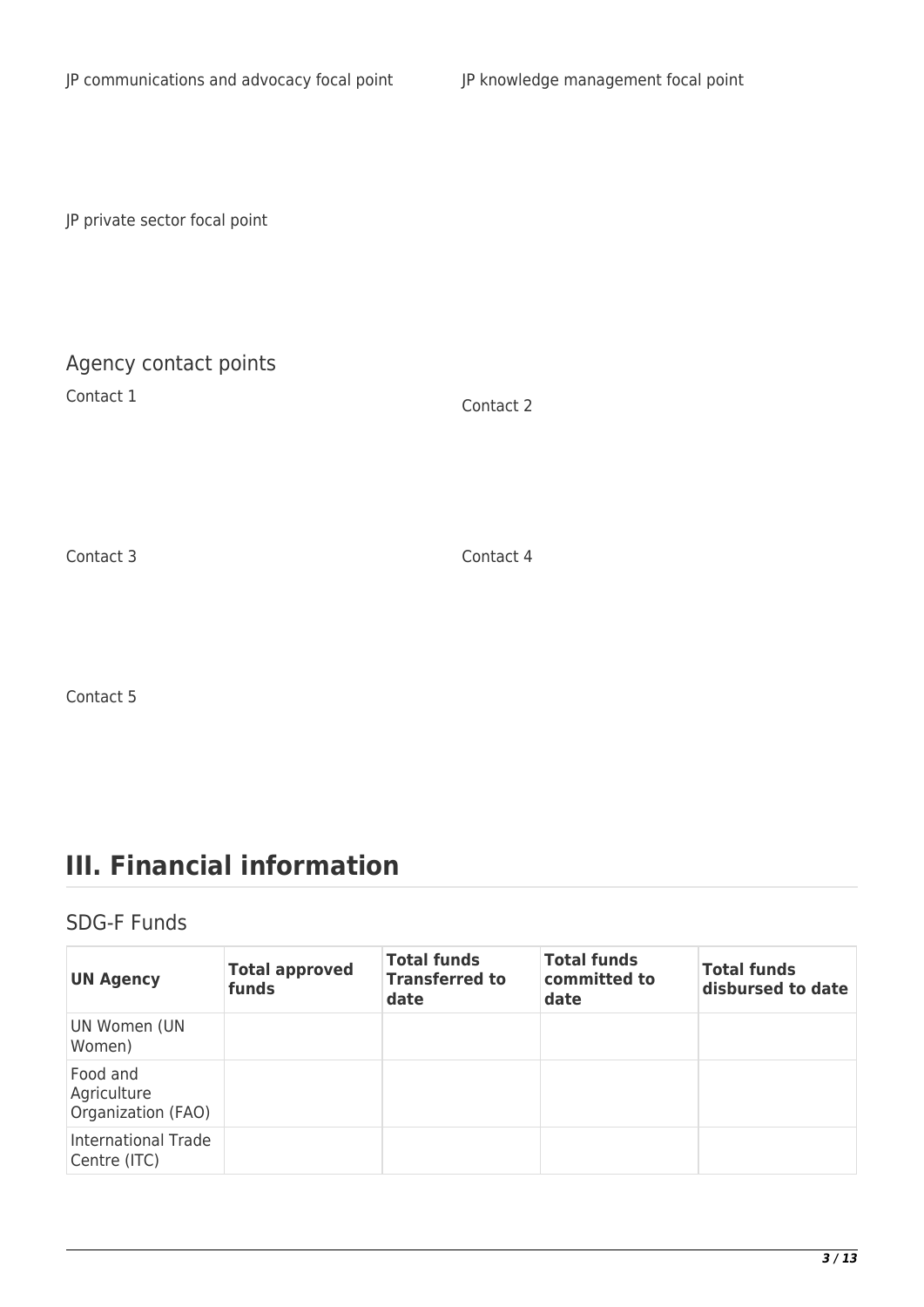JP communications and advocacy focal point

JP knowledge management focal point

JP private sector focal point

## Agency contact points

Contact 1

Contact 2

Contact 3

Contact 4

Contact 5

# III. Financial information

## SDG-F Funds

| UN Agency | Total approved funds | Total funds Transferred to date | Total funds committed to date | Total funds disbursed to date |
| --- | --- | --- | --- | --- |
| UN Women (UN Women) | | | | |
| Food and Agriculture Organization (FAO) | | | | |
| International Trade Centre (ITC) | | | | |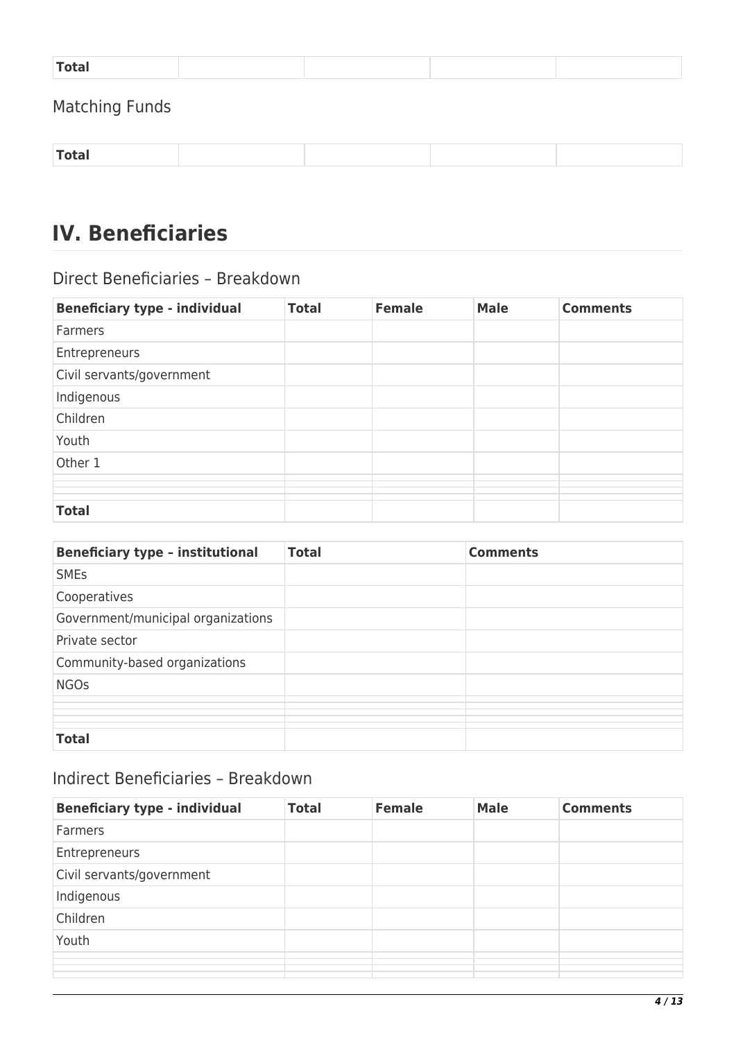| Total | | | | |
|---|---|---|---|---|

### Matching Funds

| Total | | | | |
|---|---|---|---|---|

# IV. Beneficiaries

### Direct Beneficiaries – Breakdown

| Beneficiary type - individual | Total | Female | Male | Comments |
|---|---|---|---|---|
| Farmers | | | | |
| Entrepreneurs | | | | |
| Civil servants/government | | | | |
| Indigenous | | | | |
| Children | | | | |
| Youth | | | | |
| Other 1 | | | | |
| | | | | |
| | | | | |
| | | | | |
| **Total** | | | | |

| Beneficiary type – institutional | Total | Comments |
|---|---|---|
| SMEs | | |
| Cooperatives | | |
| Government/municipal organizations | | |
| Private sector | | |
| Community-based organizations | | |
| NGOs | | |
| | | |
| | | |
| | | |
| **Total** | | |

### Indirect Beneficiaries – Breakdown

| Beneficiary type - individual | Total | Female | Male | Comments |
|---|---|---|---|---|
| Farmers | | | | |
| Entrepreneurs | | | | |
| Civil servants/government | | | | |
| Indigenous | | | | |
| Children | | | | |
| Youth | | | | |
| | | | | |
| | | | | |
| | | | | |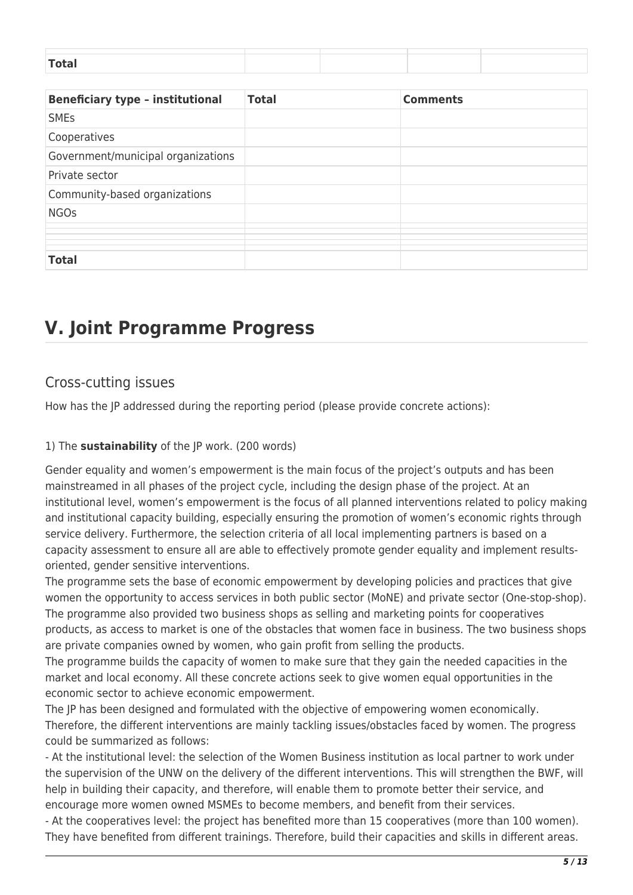| Total | | | | |
|---|---|---|---|---|

| Beneficiary type – institutional | Total | Comments |
|---|---|---|
| SMEs | | |
| Cooperatives | | |
| Government/municipal organizations | | |
| Private sector | | |
| Community-based organizations | | |
| NGOs | | |
| | | |
| | | |
| | | |
| | | |
| Total | | |

# V. Joint Programme Progress

## Cross-cutting issues

How has the JP addressed during the reporting period (please provide concrete actions):

1) The **sustainability** of the JP work. (200 words)

Gender equality and women's empowerment is the main focus of the project's outputs and has been mainstreamed in all phases of the project cycle, including the design phase of the project. At an institutional level, women's empowerment is the focus of all planned interventions related to policy making and institutional capacity building, especially ensuring the promotion of women's economic rights through service delivery. Furthermore, the selection criteria of all local implementing partners is based on a capacity assessment to ensure all are able to effectively promote gender equality and implement results-oriented, gender sensitive interventions.
The programme sets the base of economic empowerment by developing policies and practices that give women the opportunity to access services in both public sector (MoNE) and private sector (One-stop-shop). The programme also provided two business shops as selling and marketing points for cooperatives products, as access to market is one of the obstacles that women face in business. The two business shops are private companies owned by women, who gain profit from selling the products.
The programme builds the capacity of women to make sure that they gain the needed capacities in the market and local economy. All these concrete actions seek to give women equal opportunities in the economic sector to achieve economic empowerment.
The JP has been designed and formulated with the objective of empowering women economically. Therefore, the different interventions are mainly tackling issues/obstacles faced by women. The progress could be summarized as follows:
- At the institutional level: the selection of the Women Business institution as local partner to work under the supervision of the UNW on the delivery of the different interventions. This will strengthen the BWF, will help in building their capacity, and therefore, will enable them to promote better their service, and encourage more women owned MSMEs to become members, and benefit from their services.
- At the cooperatives level: the project has benefited more than 15 cooperatives (more than 100 women). They have benefited from different trainings. Therefore, build their capacities and skills in different areas.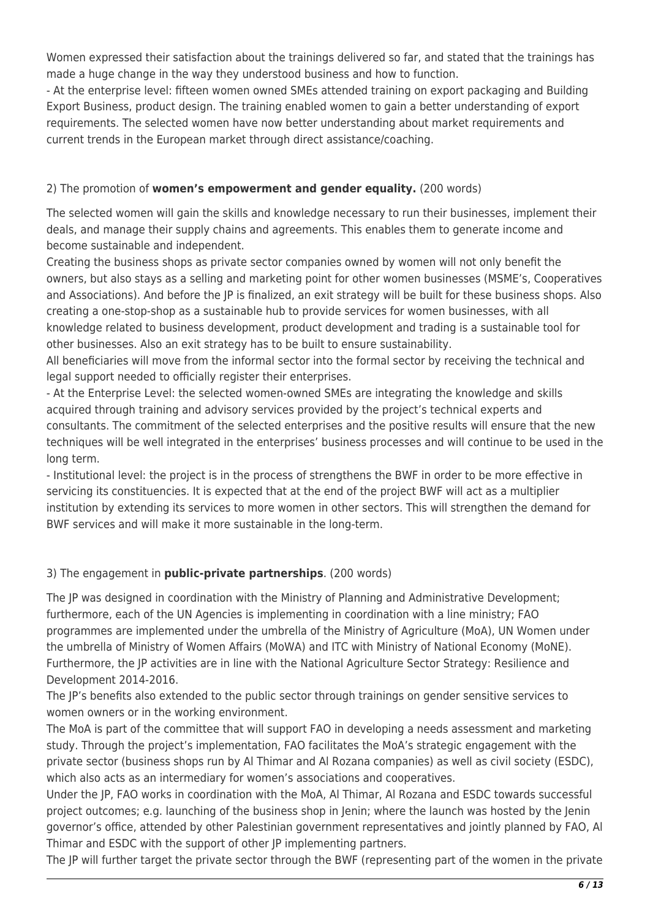Women expressed their satisfaction about the trainings delivered so far, and stated that the trainings has made a huge change in the way they understood business and how to function.

- At the enterprise level: fifteen women owned SMEs attended training on export packaging and Building Export Business, product design. The training enabled women to gain a better understanding of export requirements. The selected women have now better understanding about market requirements and current trends in the European market through direct assistance/coaching.

2) The promotion of **women's empowerment and gender equality.** (200 words)

The selected women will gain the skills and knowledge necessary to run their businesses, implement their deals, and manage their supply chains and agreements. This enables them to generate income and become sustainable and independent.

Creating the business shops as private sector companies owned by women will not only benefit the owners, but also stays as a selling and marketing point for other women businesses (MSME's, Cooperatives and Associations). And before the JP is finalized, an exit strategy will be built for these business shops. Also creating a one-stop-shop as a sustainable hub to provide services for women businesses, with all knowledge related to business development, product development and trading is a sustainable tool for other businesses. Also an exit strategy has to be built to ensure sustainability.

All beneficiaries will move from the informal sector into the formal sector by receiving the technical and legal support needed to officially register their enterprises.

- At the Enterprise Level: the selected women-owned SMEs are integrating the knowledge and skills acquired through training and advisory services provided by the project's technical experts and consultants. The commitment of the selected enterprises and the positive results will ensure that the new techniques will be well integrated in the enterprises' business processes and will continue to be used in the long term.

- Institutional level: the project is in the process of strengthens the BWF in order to be more effective in servicing its constituencies. It is expected that at the end of the project BWF will act as a multiplier institution by extending its services to more women in other sectors. This will strengthen the demand for BWF services and will make it more sustainable in the long-term.

3) The engagement in **public-private partnerships**. (200 words)

The JP was designed in coordination with the Ministry of Planning and Administrative Development; furthermore, each of the UN Agencies is implementing in coordination with a line ministry; FAO programmes are implemented under the umbrella of the Ministry of Agriculture (MoA), UN Women under the umbrella of Ministry of Women Affairs (MoWA) and ITC with Ministry of National Economy (MoNE). Furthermore, the JP activities are in line with the National Agriculture Sector Strategy: Resilience and Development 2014-2016.

The JP's benefits also extended to the public sector through trainings on gender sensitive services to women owners or in the working environment.

The MoA is part of the committee that will support FAO in developing a needs assessment and marketing study. Through the project's implementation, FAO facilitates the MoA's strategic engagement with the private sector (business shops run by Al Thimar and Al Rozana companies) as well as civil society (ESDC), which also acts as an intermediary for women's associations and cooperatives.

Under the JP, FAO works in coordination with the MoA, Al Thimar, Al Rozana and ESDC towards successful project outcomes; e.g. launching of the business shop in Jenin; where the launch was hosted by the Jenin governor's office, attended by other Palestinian government representatives and jointly planned by FAO, Al Thimar and ESDC with the support of other JP implementing partners.

The JP will further target the private sector through the BWF (representing part of the women in the private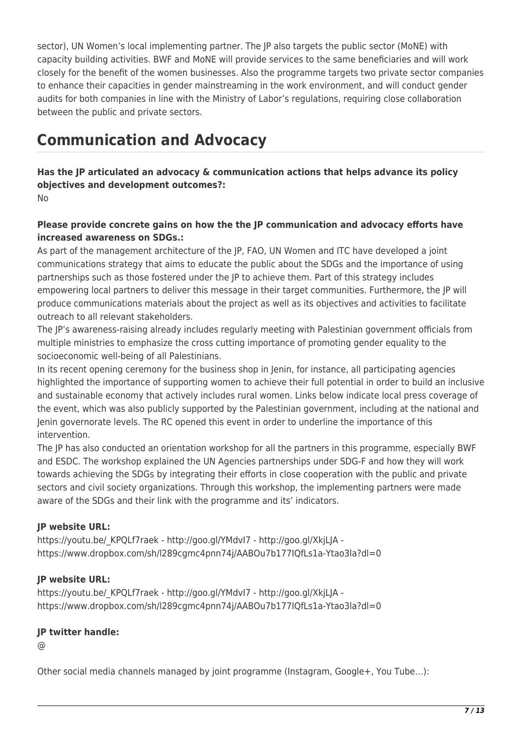sector), UN Women's local implementing partner. The JP also targets the public sector (MoNE) with capacity building activities. BWF and MoNE will provide services to the same beneficiaries and will work closely for the benefit of the women businesses. Also the programme targets two private sector companies to enhance their capacities in gender mainstreaming in the work environment, and will conduct gender audits for both companies in line with the Ministry of Labor's regulations, requiring close collaboration between the public and private sectors.

## Communication and Advocacy

**Has the JP articulated an advocacy & communication actions that helps advance its policy objectives and development outcomes?:**
No

**Please provide concrete gains on how the the JP communication and advocacy efforts have increased awareness on SDGs.:**
As part of the management architecture of the JP, FAO, UN Women and ITC have developed a joint communications strategy that aims to educate the public about the SDGs and the importance of using partnerships such as those fostered under the JP to achieve them. Part of this strategy includes empowering local partners to deliver this message in their target communities. Furthermore, the JP will produce communications materials about the project as well as its objectives and activities to facilitate outreach to all relevant stakeholders.
The JP's awareness-raising already includes regularly meeting with Palestinian government officials from multiple ministries to emphasize the cross cutting importance of promoting gender equality to the socioeconomic well-being of all Palestinians.
In its recent opening ceremony for the business shop in Jenin, for instance, all participating agencies highlighted the importance of supporting women to achieve their full potential in order to build an inclusive and sustainable economy that actively includes rural women. Links below indicate local press coverage of the event, which was also publicly supported by the Palestinian government, including at the national and Jenin governorate levels. The RC opened this event in order to underline the importance of this intervention.
The JP has also conducted an orientation workshop for all the partners in this programme, especially BWF and ESDC. The workshop explained the UN Agencies partnerships under SDG-F and how they will work towards achieving the SDGs by integrating their efforts in close cooperation with the public and private sectors and civil society organizations. Through this workshop, the implementing partners were made aware of the SDGs and their link with the programme and its' indicators.

**JP website URL:**
https://youtu.be/_KPQLf7raek - http://goo.gl/YMdvI7 - http://goo.gl/XkjLJA - https://www.dropbox.com/sh/l289cgmc4pnn74j/AABOu7b177IQfLs1a-Ytao3la?dl=0

**JP website URL:**
https://youtu.be/_KPQLf7raek - http://goo.gl/YMdvI7 - http://goo.gl/XkjLJA - https://www.dropbox.com/sh/l289cgmc4pnn74j/AABOu7b177IQfLs1a-Ytao3la?dl=0

**JP twitter handle:**
@

Other social media channels managed by joint programme (Instagram, Google+, You Tube...):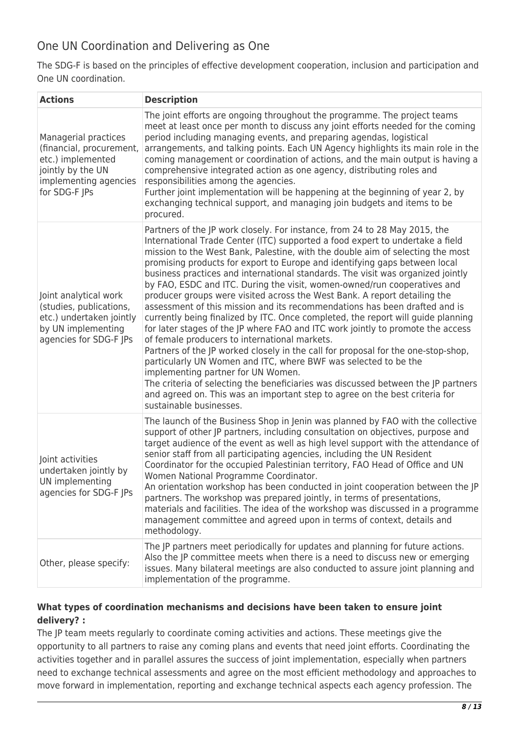## One UN Coordination and Delivering as One

The SDG-F is based on the principles of effective development cooperation, inclusion and participation and One UN coordination.

| Actions | Description |
| --- | --- |
| Managerial practices (financial, procurement, etc.) implemented jointly by the UN implementing agencies for SDG-F JPs | The joint efforts are ongoing throughout the programme. The project teams meet at least once per month to discuss any joint efforts needed for the coming period including managing events, and preparing agendas, logistical arrangements, and talking points. Each UN Agency highlights its main role in the coming management or coordination of actions, and the main output is having a comprehensive integrated action as one agency, distributing roles and responsibilities among the agencies.<br>Further joint implementation will be happening at the beginning of year 2, by exchanging technical support, and managing join budgets and items to be procured. |
| Joint analytical work (studies, publications, etc.) undertaken jointly by UN implementing agencies for SDG-F JPs | Partners of the JP work closely. For instance, from 24 to 28 May 2015, the International Trade Center (ITC) supported a food expert to undertake a field mission to the West Bank, Palestine, with the double aim of selecting the most promising products for export to Europe and identifying gaps between local business practices and international standards. The visit was organized jointly by FAO, ESDC and ITC. During the visit, women-owned/run cooperatives and producer groups were visited across the West Bank. A report detailing the assessment of this mission and its recommendations has been drafted and is currently being finalized by ITC. Once completed, the report will guide planning for later stages of the JP where FAO and ITC work jointly to promote the access of female producers to international markets.<br>Partners of the JP worked closely in the call for proposal for the one-stop-shop, particularly UN Women and ITC, where BWF was selected to be the implementing partner for UN Women.<br>The criteria of selecting the beneficiaries was discussed between the JP partners and agreed on. This was an important step to agree on the best criteria for sustainable businesses. |
| Joint activities undertaken jointly by UN implementing agencies for SDG-F JPs | The launch of the Business Shop in Jenin was planned by FAO with the collective support of other JP partners, including consultation on objectives, purpose and target audience of the event as well as high level support with the attendance of senior staff from all participating agencies, including the UN Resident Coordinator for the occupied Palestinian territory, FAO Head of Office and UN Women National Programme Coordinator.<br>An orientation workshop has been conducted in joint cooperation between the JP partners. The workshop was prepared jointly, in terms of presentations, materials and facilities. The idea of the workshop was discussed in a programme management committee and agreed upon in terms of context, details and methodology. |
| Other, please specify: | The JP partners meet periodically for updates and planning for future actions. Also the JP committee meets when there is a need to discuss new or emerging issues. Many bilateral meetings are also conducted to assure joint planning and implementation of the programme. |

**What types of coordination mechanisms and decisions have been taken to ensure joint delivery? :**

The JP team meets regularly to coordinate coming activities and actions. These meetings give the opportunity to all partners to raise any coming plans and events that need joint efforts. Coordinating the activities together and in parallel assures the success of joint implementation, especially when partners need to exchange technical assessments and agree on the most efficient methodology and approaches to move forward in implementation, reporting and exchange technical aspects each agency profession. The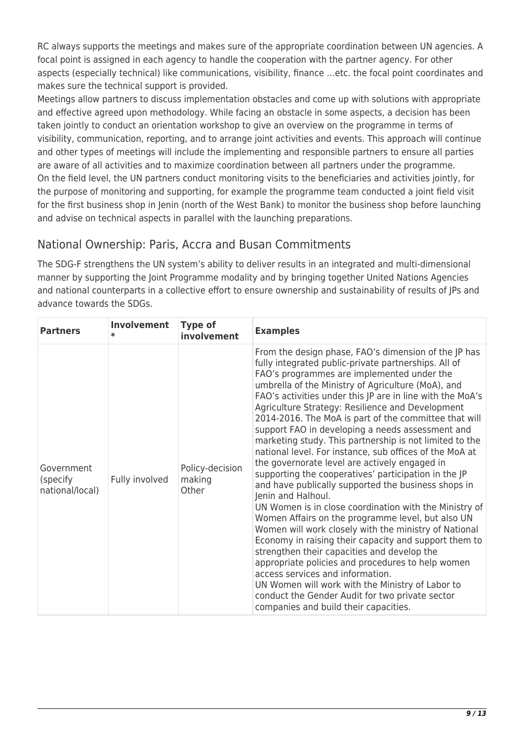RC always supports the meetings and makes sure of the appropriate coordination between UN agencies. A focal point is assigned in each agency to handle the cooperation with the partner agency. For other aspects (especially technical) like communications, visibility, finance …etc. the focal point coordinates and makes sure the technical support is provided.

Meetings allow partners to discuss implementation obstacles and come up with solutions with appropriate and effective agreed upon methodology. While facing an obstacle in some aspects, a decision has been taken jointly to conduct an orientation workshop to give an overview on the programme in terms of visibility, communication, reporting, and to arrange joint activities and events. This approach will continue and other types of meetings will include the implementing and responsible partners to ensure all parties are aware of all activities and to maximize coordination between all partners under the programme.

On the field level, the UN partners conduct monitoring visits to the beneficiaries and activities jointly, for the purpose of monitoring and supporting, for example the programme team conducted a joint field visit for the first business shop in Jenin (north of the West Bank) to monitor the business shop before launching and advise on technical aspects in parallel with the launching preparations.

## National Ownership: Paris, Accra and Busan Commitments

The SDG-F strengthens the UN system's ability to deliver results in an integrated and multi-dimensional manner by supporting the Joint Programme modality and by bringing together United Nations Agencies and national counterparts in a collective effort to ensure ownership and sustainability of results of JPs and advance towards the SDGs.

| Partners | Involvement * | Type of involvement | Examples |
|---|---|---|---|
| Government (specify national/local) | Fully involved | Policy-decision making<br>Other | From the design phase, FAO's dimension of the JP has fully integrated public-private partnerships. All of FAO's programmes are implemented under the umbrella of the Ministry of Agriculture (MoA), and FAO's activities under this JP are in line with the MoA's Agriculture Strategy: Resilience and Development 2014-2016. The MoA is part of the committee that will support FAO in developing a needs assessment and marketing study. This partnership is not limited to the national level. For instance, sub offices of the MoA at the governorate level are actively engaged in supporting the cooperatives' participation in the JP and have publically supported the business shops in Jenin and Halhoul.<br>UN Women is in close coordination with the Ministry of Women Affairs on the programme level, but also UN Women will work closely with the ministry of National Economy in raising their capacity and support them to strengthen their capacities and develop the appropriate policies and procedures to help women access services and information.<br>UN Women will work with the Ministry of Labor to conduct the Gender Audit for two private sector companies and build their capacities. |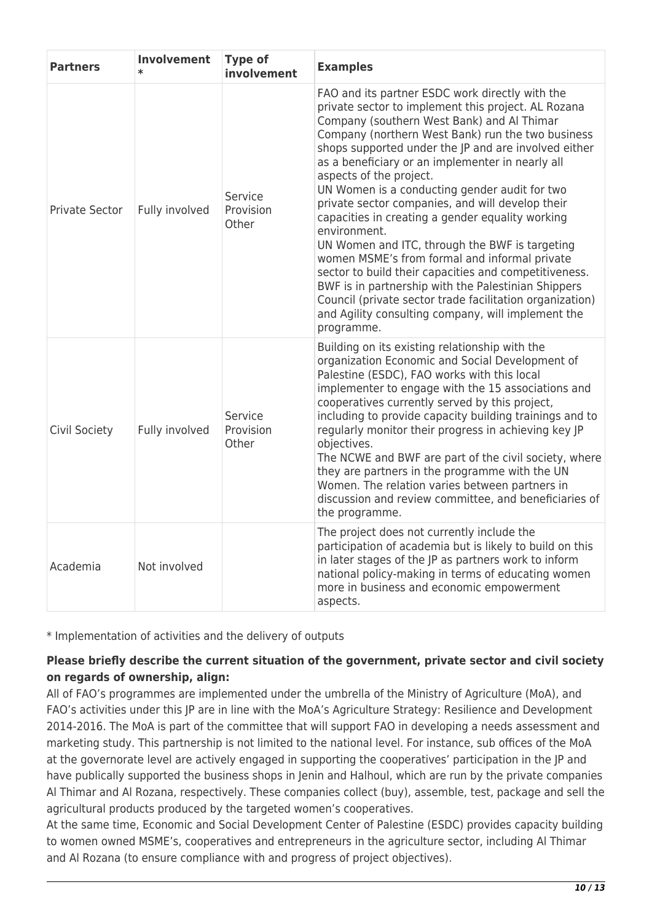| Partners | Involvement * | Type of involvement | Examples |
|---|---|---|---|
| Private Sector | Fully involved | Service Provision Other | FAO and its partner ESDC work directly with the private sector to implement this project. AL Rozana Company (southern West Bank) and Al Thimar Company (northern West Bank) run the two business shops supported under the JP and are involved either as a beneficiary or an implementer in nearly all aspects of the project.<br>UN Women is a conducting gender audit for two private sector companies, and will develop their capacities in creating a gender equality working environment.<br>UN Women and ITC, through the BWF is targeting women MSME's from formal and informal private sector to build their capacities and competitiveness. BWF is in partnership with the Palestinian Shippers Council (private sector trade facilitation organization) and Agility consulting company, will implement the programme. |
| Civil Society | Fully involved | Service Provision Other | Building on its existing relationship with the organization Economic and Social Development of Palestine (ESDC), FAO works with this local implementer to engage with the 15 associations and cooperatives currently served by this project, including to provide capacity building trainings and to regularly monitor their progress in achieving key JP objectives.<br>The NCWE and BWF are part of the civil society, where they are partners in the programme with the UN Women. The relation varies between partners in discussion and review committee, and beneficiaries of the programme. |
| Academia | Not involved | | The project does not currently include the participation of academia but is likely to build on this in later stages of the JP as partners work to inform national policy-making in terms of educating women more in business and economic empowerment aspects. |

* Implementation of activities and the delivery of outputs

**Please briefly describe the current situation of the government, private sector and civil society on regards of ownership, align:**

All of FAO's programmes are implemented under the umbrella of the Ministry of Agriculture (MoA), and FAO's activities under this JP are in line with the MoA's Agriculture Strategy: Resilience and Development 2014-2016. The MoA is part of the committee that will support FAO in developing a needs assessment and marketing study. This partnership is not limited to the national level. For instance, sub offices of the MoA at the governorate level are actively engaged in supporting the cooperatives' participation in the JP and have publically supported the business shops in Jenin and Halhoul, which are run by the private companies Al Thimar and Al Rozana, respectively. These companies collect (buy), assemble, test, package and sell the agricultural products produced by the targeted women's cooperatives.

At the same time, Economic and Social Development Center of Palestine (ESDC) provides capacity building to women owned MSME's, cooperatives and entrepreneurs in the agriculture sector, including Al Thimar and Al Rozana (to ensure compliance with and progress of project objectives).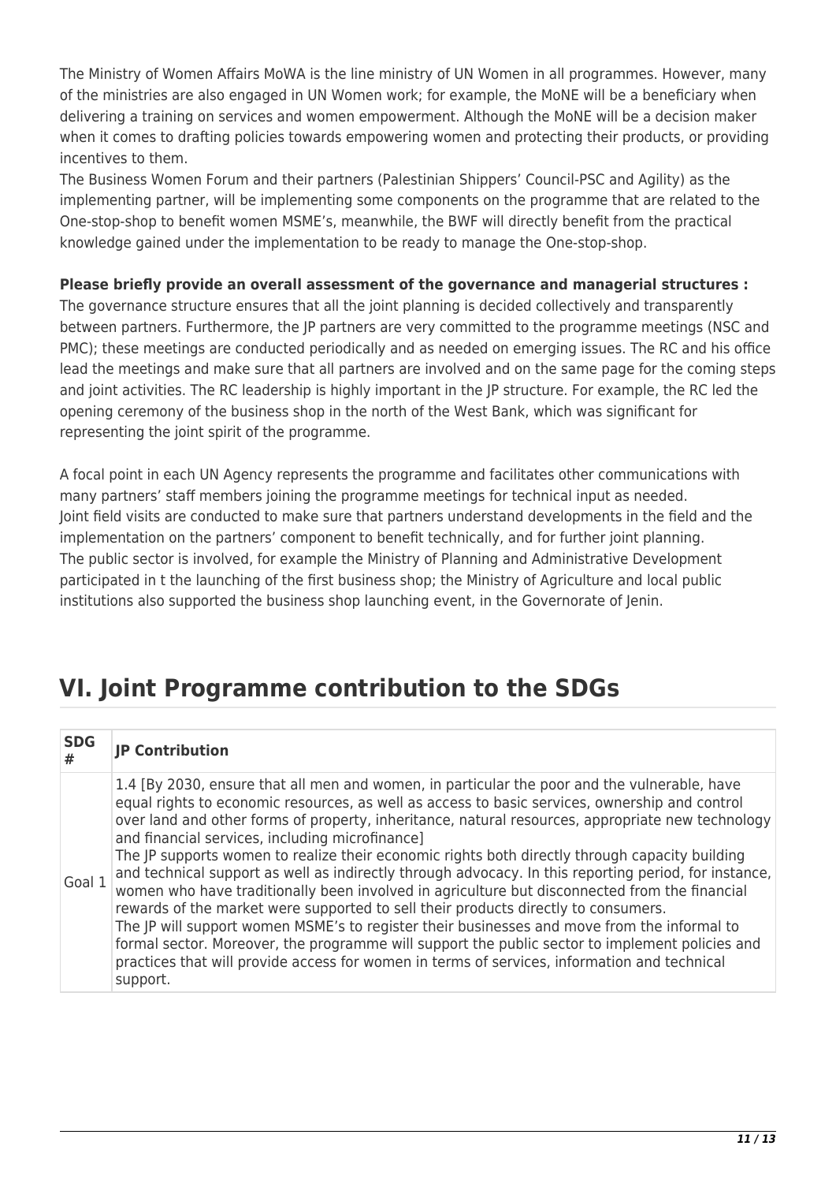The Ministry of Women Affairs MoWA is the line ministry of UN Women in all programmes. However, many of the ministries are also engaged in UN Women work; for example, the MoNE will be a beneficiary when delivering a training on services and women empowerment. Although the MoNE will be a decision maker when it comes to drafting policies towards empowering women and protecting their products, or providing incentives to them.

The Business Women Forum and their partners (Palestinian Shippers' Council-PSC and Agility) as the implementing partner, will be implementing some components on the programme that are related to the One-stop-shop to benefit women MSME's, meanwhile, the BWF will directly benefit from the practical knowledge gained under the implementation to be ready to manage the One-stop-shop.

**Please briefly provide an overall assessment of the governance and managerial structures :**

The governance structure ensures that all the joint planning is decided collectively and transparently between partners. Furthermore, the JP partners are very committed to the programme meetings (NSC and PMC); these meetings are conducted periodically and as needed on emerging issues. The RC and his office lead the meetings and make sure that all partners are involved and on the same page for the coming steps and joint activities. The RC leadership is highly important in the JP structure. For example, the RC led the opening ceremony of the business shop in the north of the West Bank, which was significant for representing the joint spirit of the programme.

A focal point in each UN Agency represents the programme and facilitates other communications with many partners' staff members joining the programme meetings for technical input as needed.
Joint field visits are conducted to make sure that partners understand developments in the field and the implementation on the partners' component to benefit technically, and for further joint planning.
The public sector is involved, for example the Ministry of Planning and Administrative Development participated in t the launching of the first business shop; the Ministry of Agriculture and local public institutions also supported the business shop launching event, in the Governorate of Jenin.

# VI. Joint Programme contribution to the SDGs

| SDG # | JP Contribution |
|---|---|
| Goal 1 | 1.4 [By 2030, ensure that all men and women, in particular the poor and the vulnerable, have equal rights to economic resources, as well as access to basic services, ownership and control over land and other forms of property, inheritance, natural resources, appropriate new technology and financial services, including microfinance]<br>The JP supports women to realize their economic rights both directly through capacity building and technical support as well as indirectly through advocacy. In this reporting period, for instance, women who have traditionally been involved in agriculture but disconnected from the financial rewards of the market were supported to sell their products directly to consumers.<br>The JP will support women MSME's to register their businesses and move from the informal to formal sector. Moreover, the programme will support the public sector to implement policies and practices that will provide access for women in terms of services, information and technical support. |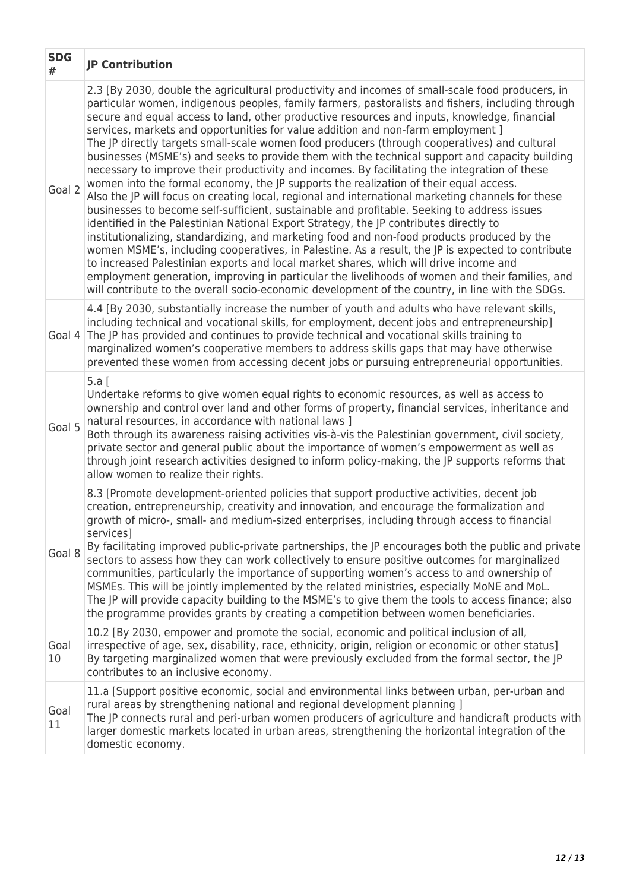| SDG # | JP Contribution |
|---|---|
| Goal 2 | 2.3 [By 2030, double the agricultural productivity and incomes of small-scale food producers, in particular women, indigenous peoples, family farmers, pastoralists and fishers, including through secure and equal access to land, other productive resources and inputs, knowledge, financial services, markets and opportunities for value addition and non-farm employment ]<br>The JP directly targets small-scale women food producers (through cooperatives) and cultural businesses (MSME's) and seeks to provide them with the technical support and capacity building necessary to improve their productivity and incomes. By facilitating the integration of these women into the formal economy, the JP supports the realization of their equal access.<br>Also the JP will focus on creating local, regional and international marketing channels for these businesses to become self-sufficient, sustainable and profitable. Seeking to address issues identified in the Palestinian National Export Strategy, the JP contributes directly to institutionalizing, standardizing, and marketing food and non-food products produced by the women MSME's, including cooperatives, in Palestine. As a result, the JP is expected to contribute to increased Palestinian exports and local market shares, which will drive income and employment generation, improving in particular the livelihoods of women and their families, and will contribute to the overall socio-economic development of the country, in line with the SDGs. |
| Goal 4 | 4.4 [By 2030, substantially increase the number of youth and adults who have relevant skills, including technical and vocational skills, for employment, decent jobs and entrepreneurship]<br>The JP has provided and continues to provide technical and vocational skills training to marginalized women's cooperative members to address skills gaps that may have otherwise prevented these women from accessing decent jobs or pursuing entrepreneurial opportunities. |
| Goal 5 | 5.a [<br>Undertake reforms to give women equal rights to economic resources, as well as access to ownership and control over land and other forms of property, financial services, inheritance and natural resources, in accordance with national laws ]<br>Both through its awareness raising activities vis-à-vis the Palestinian government, civil society, private sector and general public about the importance of women's empowerment as well as through joint research activities designed to inform policy-making, the JP supports reforms that allow women to realize their rights. |
| Goal 8 | 8.3 [Promote development-oriented policies that support productive activities, decent job creation, entrepreneurship, creativity and innovation, and encourage the formalization and growth of micro-, small- and medium-sized enterprises, including through access to financial services]<br>By facilitating improved public-private partnerships, the JP encourages both the public and private sectors to assess how they can work collectively to ensure positive outcomes for marginalized communities, particularly the importance of supporting women's access to and ownership of MSMEs. This will be jointly implemented by the related ministries, especially MoNE and MoL.<br>The JP will provide capacity building to the MSME's to give them the tools to access finance; also the programme provides grants by creating a competition between women beneficiaries. |
| Goal 10 | 10.2 [By 2030, empower and promote the social, economic and political inclusion of all, irrespective of age, sex, disability, race, ethnicity, origin, religion or economic or other status]<br>By targeting marginalized women that were previously excluded from the formal sector, the JP contributes to an inclusive economy. |
| Goal 11 | 11.a [Support positive economic, social and environmental links between urban, per-urban and rural areas by strengthening national and regional development planning ]<br>The JP connects rural and peri-urban women producers of agriculture and handicraft products with larger domestic markets located in urban areas, strengthening the horizontal integration of the domestic economy. |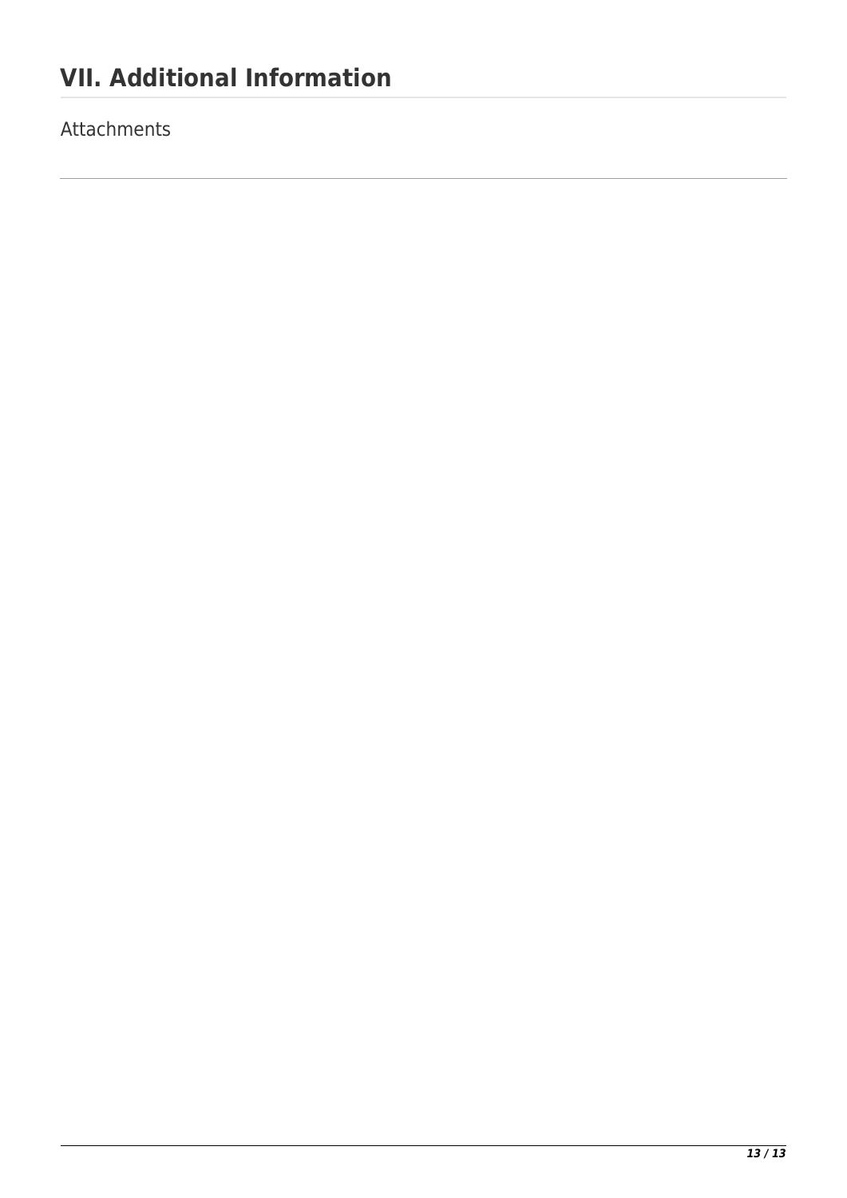## VII. Additional Information

Attachments